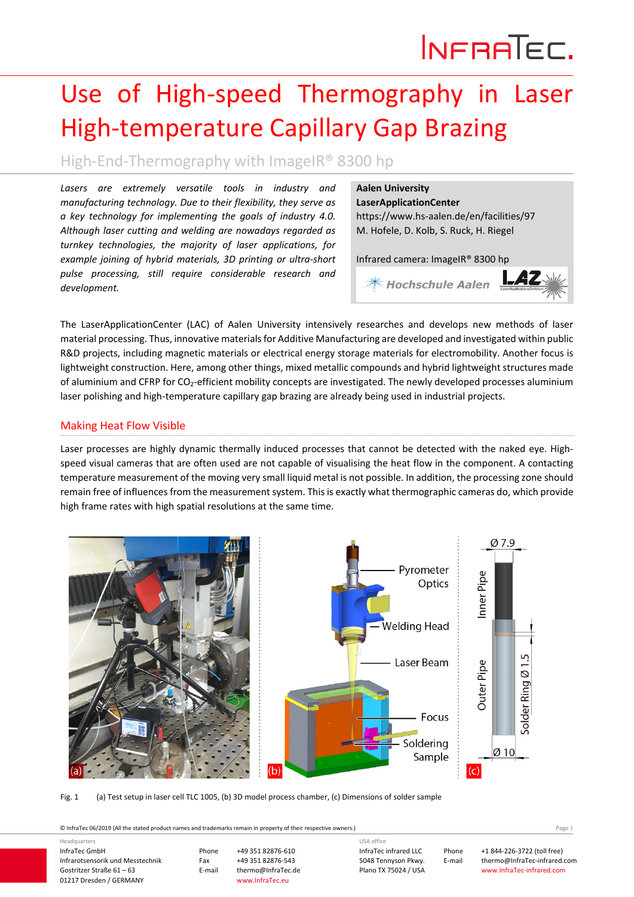# Use of High-speed Thermography in Laser High-temperature Capillary Gap Brazing

High-End-Thermography with ImageIR® 8300 hp

*Lasers are extremely versatile tools in industry and manufacturing technology. Due to their flexibility, they serve as a key technology for implementing the goals of industry 4.0. Although laser cutting and welding are nowadays regarded as turnkey technologies, the majority of laser applications, for example joining of hybrid materials, 3D printing or ultra-short pulse processing, still require considerable research and development.*

**Aalen University**
**LaserApplicationCenter**
https://www.hs-aalen.de/en/facilities/97
M. Hofele, D. Kolb, S. Ruck, H. Riegel

Infrared camera: ImageIR® 8300 hp

The LaserApplicationCenter (LAC) of Aalen University intensively researches and develops new methods of laser material processing. Thus, innovative materials for Additive Manufacturing are developed and investigated within public R&D projects, including magnetic materials or electrical energy storage materials for electromobility. Another focus is lightweight construction. Here, among other things, mixed metallic compounds and hybrid lightweight structures made of aluminium and CFRP for $CO_2$-efficient mobility concepts are investigated. The newly developed processes aluminium laser polishing and high-temperature capillary gap brazing are already being used in industrial projects.

## Making Heat Flow Visible

Laser processes are highly dynamic thermally induced processes that cannot be detected with the naked eye. High-speed visual cameras that are often used are not capable of visualising the heat flow in the component. A contacting temperature measurement of the moving very small liquid metal is not possible. In addition, the processing zone should remain free of influences from the measurement system. This is exactly what thermographic cameras do, which provide high frame rates with high spatial resolutions at the same time.

Fig. 1 (a) Test setup in laser cell TLC 1005, (b) 3D model process chamber, (c) Dimensions of solder sample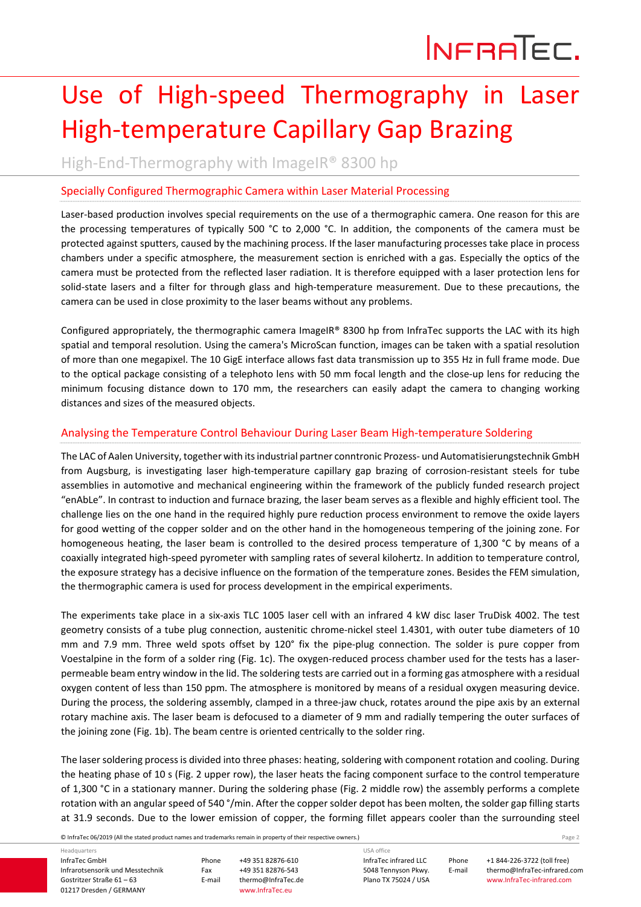# Use of High-speed Thermography in Laser High-temperature Capillary Gap Brazing

High-End-Thermography with ImageIR® 8300 hp

## Specially Configured Thermographic Camera within Laser Material Processing

Laser-based production involves special requirements on the use of a thermographic camera. One reason for this are the processing temperatures of typically 500 °C to 2,000 °C. In addition, the components of the camera must be protected against sputters, caused by the machining process. If the laser manufacturing processes take place in process chambers under a specific atmosphere, the measurement section is enriched with a gas. Especially the optics of the camera must be protected from the reflected laser radiation. It is therefore equipped with a laser protection lens for solid-state lasers and a filter for through glass and high-temperature measurement. Due to these precautions, the camera can be used in close proximity to the laser beams without any problems.

Configured appropriately, the thermographic camera ImageIR® 8300 hp from InfraTec supports the LAC with its high spatial and temporal resolution. Using the camera's MicroScan function, images can be taken with a spatial resolution of more than one megapixel. The 10 GigE interface allows fast data transmission up to 355 Hz in full frame mode. Due to the optical package consisting of a telephoto lens with 50 mm focal length and the close-up lens for reducing the minimum focusing distance down to 170 mm, the researchers can easily adapt the camera to changing working distances and sizes of the measured objects.

## Analysing the Temperature Control Behaviour During Laser Beam High-temperature Soldering

The LAC of Aalen University, together with its industrial partner conntronic Prozess- und Automatisierungstechnik GmbH from Augsburg, is investigating laser high-temperature capillary gap brazing of corrosion-resistant steels for tube assemblies in automotive and mechanical engineering within the framework of the publicly funded research project "enAbLe". In contrast to induction and furnace brazing, the laser beam serves as a flexible and highly efficient tool. The challenge lies on the one hand in the required highly pure reduction process environment to remove the oxide layers for good wetting of the copper solder and on the other hand in the homogeneous tempering of the joining zone. For homogeneous heating, the laser beam is controlled to the desired process temperature of 1,300 °C by means of a coaxially integrated high-speed pyrometer with sampling rates of several kilohertz. In addition to temperature control, the exposure strategy has a decisive influence on the formation of the temperature zones. Besides the FEM simulation, the thermographic camera is used for process development in the empirical experiments.

The experiments take place in a six-axis TLC 1005 laser cell with an infrared 4 kW disc laser TruDisk 4002. The test geometry consists of a tube plug connection, austenitic chrome-nickel steel 1.4301, with outer tube diameters of 10 mm and 7.9 mm. Three weld spots offset by 120° fix the pipe-plug connection. The solder is pure copper from Voestalpine in the form of a solder ring (Fig. 1c). The oxygen-reduced process chamber used for the tests has a laser-permeable beam entry window in the lid. The soldering tests are carried out in a forming gas atmosphere with a residual oxygen content of less than 150 ppm. The atmosphere is monitored by means of a residual oxygen measuring device. During the process, the soldering assembly, clamped in a three-jaw chuck, rotates around the pipe axis by an external rotary machine axis. The laser beam is defocused to a diameter of 9 mm and radially tempering the outer surfaces of the joining zone (Fig. 1b). The beam centre is oriented centrically to the solder ring.

The laser soldering process is divided into three phases: heating, soldering with component rotation and cooling. During the heating phase of 10 s (Fig. 2 upper row), the laser heats the facing component surface to the control temperature of 1,300 °C in a stationary manner. During the soldering phase (Fig. 2 middle row) the assembly performs a complete rotation with an angular speed of 540 °/min. After the copper solder depot has been molten, the solder gap filling starts at 31.9 seconds. Due to the lower emission of copper, the forming fillet appears cooler than the surrounding steel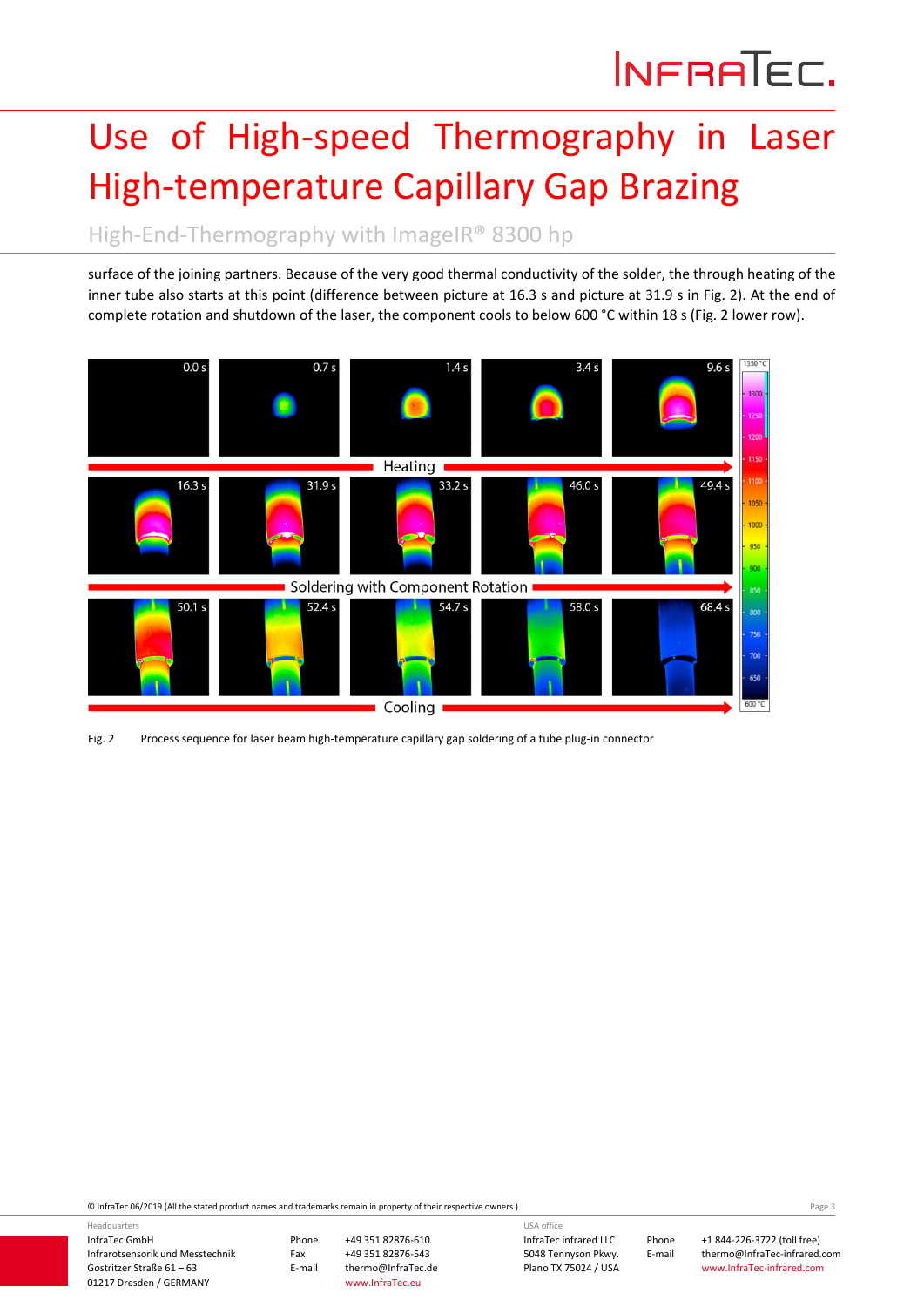surface of the joining partners. Because of the very good thermal conductivity of the solder, the through heating of the inner tube also starts at this point (difference between picture at 16.3 s and picture at 31.9 s in Fig. 2). At the end of complete rotation and shutdown of the laser, the component cools to below 600 °C within 18 s (Fig. 2 lower row).

Fig. 2 Process sequence for laser beam high-temperature capillary gap soldering of a tube plug-in connector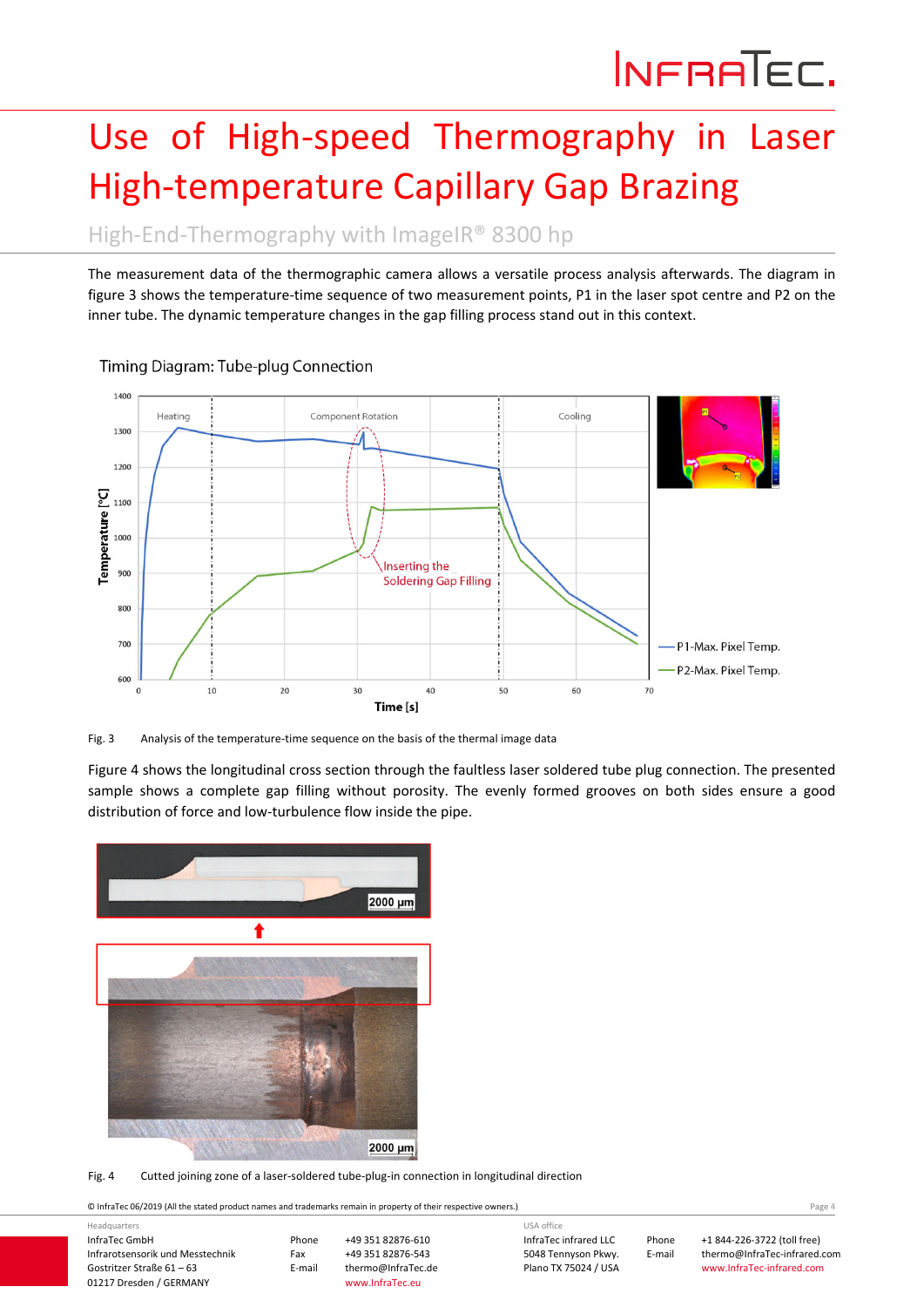# Use of High-speed Thermography in Laser High-temperature Capillary Gap Brazing

High-End-Thermography with ImageIR® 8300 hp

The measurement data of the thermographic camera allows a versatile process analysis afterwards. The diagram in figure 3 shows the temperature-time sequence of two measurement points, P1 in the laser spot centre and P2 on the inner tube. The dynamic temperature changes in the gap filling process stand out in this context.

Fig. 3 Analysis of the temperature-time sequence on the basis of the thermal image data

Figure 4 shows the longitudinal cross section through the faultless laser soldered tube plug connection. The presented sample shows a complete gap filling without porosity. The evenly formed grooves on both sides ensure a good distribution of force and low-turbulence flow inside the pipe.

Fig. 4 Cutted joining zone of a laser-soldered tube-plug-in connection in longitudinal direction

© InfraTec 06/2019 (All the stated product names and trademarks remain in property of their respective owners.)

Headquarters
InfraTec GmbH
Infrarotsensorik und Messtechnik
Gostritzer Straße 61 – 63
01217 Dresden / GERMANY

Phone +49 351 82876-610
Fax +49 351 82876-543
E-mail thermo@InfraTec.de
www.InfraTec.eu

USA office
InfraTec infrared LLC
5048 Tennyson Pkwy.
Plano TX 75024 / USA

Phone +1 844-226-3722 (toll free)
E-mail thermo@InfraTec-infrared.com
www.InfraTec-infrared.com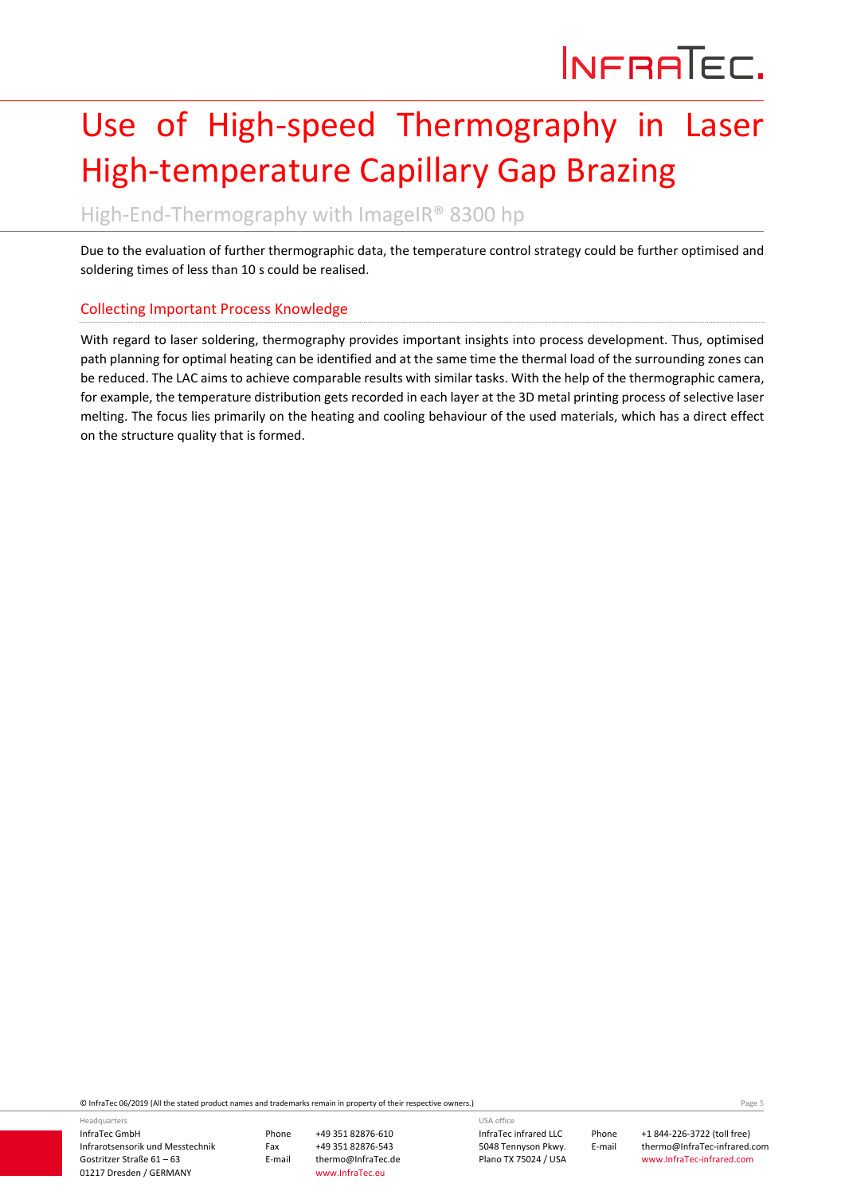# Use of High-speed Thermography in Laser High-temperature Capillary Gap Brazing

High-End-Thermography with ImageIR® 8300 hp

Due to the evaluation of further thermographic data, the temperature control strategy could be further optimised and soldering times of less than 10 s could be realised.

## Collecting Important Process Knowledge

With regard to laser soldering, thermography provides important insights into process development. Thus, optimised path planning for optimal heating can be identified and at the same time the thermal load of the surrounding zones can be reduced. The LAC aims to achieve comparable results with similar tasks. With the help of the thermographic camera, for example, the temperature distribution gets recorded in each layer at the 3D metal printing process of selective laser melting. The focus lies primarily on the heating and cooling behaviour of the used materials, which has a direct effect on the structure quality that is formed.